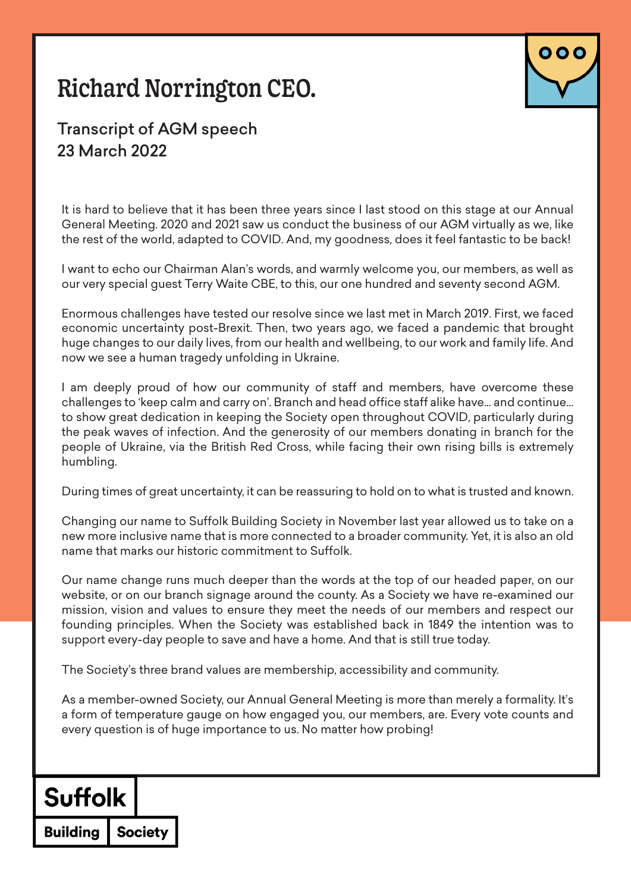# Richard Norrington CEO.

## Transcript of AGM speech
## 23 March 2022

It is hard to believe that it has been three years since I last stood on this stage at our Annual General Meeting. 2020 and 2021 saw us conduct the business of our AGM virtually as we, like the rest of the world, adapted to COVID. And, my goodness, does it feel fantastic to be back!

I want to echo our Chairman Alan's words, and warmly welcome you, our members, as well as our very special guest Terry Waite CBE, to this, our one hundred and seventy second AGM.

Enormous challenges have tested our resolve since we last met in March 2019. First, we faced economic uncertainty post-Brexit. Then, two years ago, we faced a pandemic that brought huge changes to our daily lives, from our health and wellbeing, to our work and family life. And now we see a human tragedy unfolding in Ukraine.

I am deeply proud of how our community of staff and members, have overcome these challenges to 'keep calm and carry on'. Branch and head office staff alike have… and continue… to show great dedication in keeping the Society open throughout COVID, particularly during the peak waves of infection. And the generosity of our members donating in branch for the people of Ukraine, via the British Red Cross, while facing their own rising bills is extremely humbling.

During times of great uncertainty, it can be reassuring to hold on to what is trusted and known.

Changing our name to Suffolk Building Society in November last year allowed us to take on a new more inclusive name that is more connected to a broader community. Yet, it is also an old name that marks our historic commitment to Suffolk.

Our name change runs much deeper than the words at the top of our headed paper, on our website, or on our branch signage around the county. As a Society we have re-examined our mission, vision and values to ensure they meet the needs of our members and respect our founding principles. When the Society was established back in 1849 the intention was to support every-day people to save and have a home. And that is still true today.

The Society's three brand values are membership, accessibility and community.

As a member-owned Society, our Annual General Meeting is more than merely a formality. It's a form of temperature gauge on how engaged you, our members, are. Every vote counts and every question is of huge importance to us. No matter how probing!

Suffolk Building Society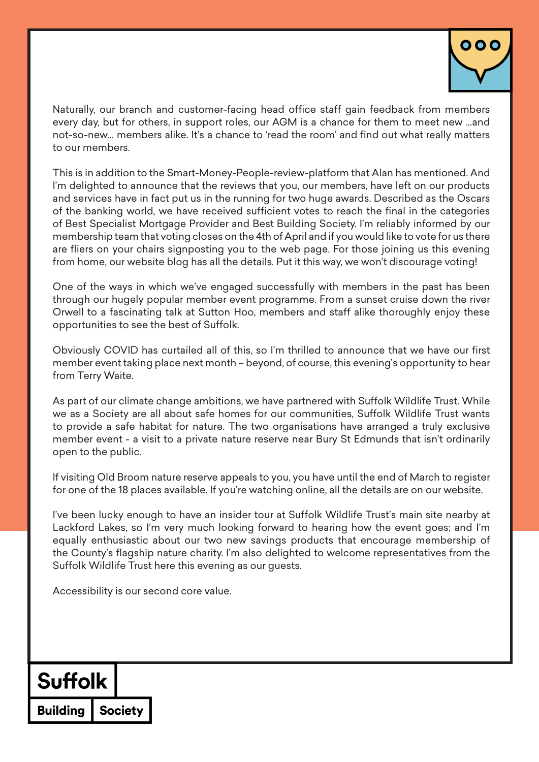Naturally, our branch and customer-facing head office staff gain feedback from members every day, but for others, in support roles, our AGM is a chance for them to meet new …and not-so-new… members alike. It's a chance to 'read the room' and find out what really matters to our members.

This is in addition to the Smart-Money-People-review-platform that Alan has mentioned. And I'm delighted to announce that the reviews that you, our members, have left on our products and services have in fact put us in the running for two huge awards. Described as the Oscars of the banking world, we have received sufficient votes to reach the final in the categories of Best Specialist Mortgage Provider and Best Building Society. I'm reliably informed by our membership team that voting closes on the 4th of April and if you would like to vote for us there are fliers on your chairs signposting you to the web page. For those joining us this evening from home, our website blog has all the details. Put it this way, we won't discourage voting!

One of the ways in which we've engaged successfully with members in the past has been through our hugely popular member event programme. From a sunset cruise down the river Orwell to a fascinating talk at Sutton Hoo, members and staff alike thoroughly enjoy these opportunities to see the best of Suffolk.

Obviously COVID has curtailed all of this, so I'm thrilled to announce that we have our first member event taking place next month – beyond, of course, this evening's opportunity to hear from Terry Waite.

As part of our climate change ambitions, we have partnered with Suffolk Wildlife Trust. While we as a Society are all about safe homes for our communities, Suffolk Wildlife Trust wants to provide a safe habitat for nature. The two organisations have arranged a truly exclusive member event - a visit to a private nature reserve near Bury St Edmunds that isn't ordinarily open to the public.

If visiting Old Broom nature reserve appeals to you, you have until the end of March to register for one of the 18 places available. If you're watching online, all the details are on our website.

I've been lucky enough to have an insider tour at Suffolk Wildlife Trust's main site nearby at Lackford Lakes, so I'm very much looking forward to hearing how the event goes; and I'm equally enthusiastic about our two new savings products that encourage membership of the County's flagship nature charity. I'm also delighted to welcome representatives from the Suffolk Wildlife Trust here this evening as our guests.

Accessibility is our second core value.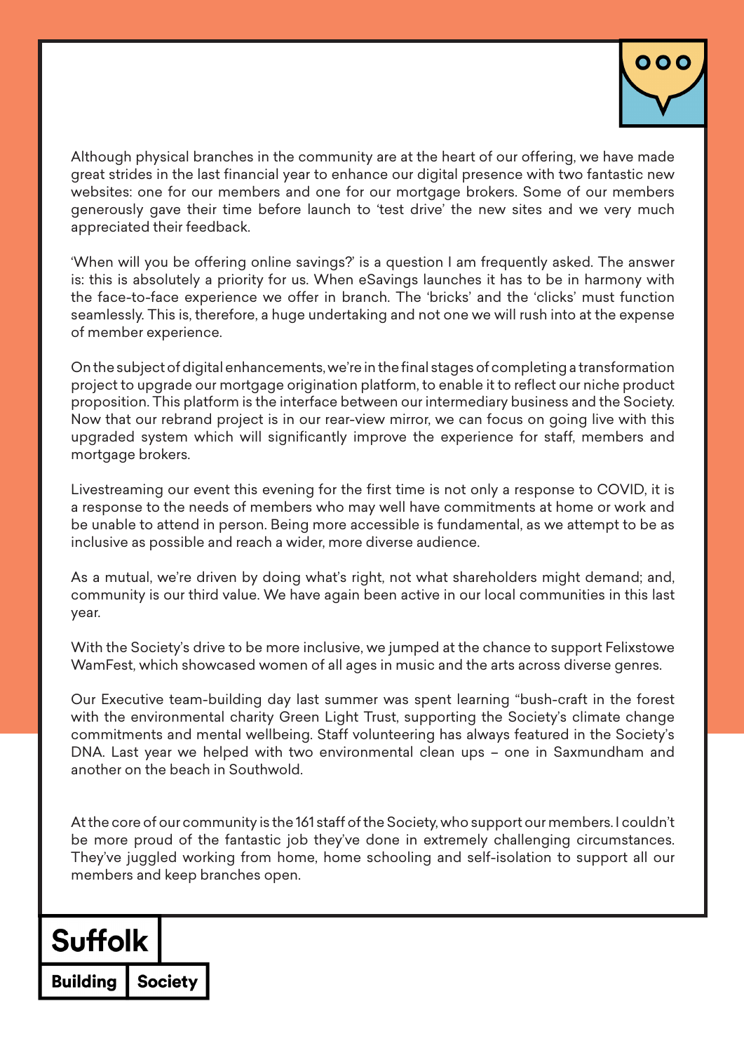Although physical branches in the community are at the heart of our offering, we have made great strides in the last financial year to enhance our digital presence with two fantastic new websites: one for our members and one for our mortgage brokers. Some of our members generously gave their time before launch to 'test drive' the new sites and we very much appreciated their feedback.

'When will you be offering online savings?' is a question I am frequently asked. The answer is: this is absolutely a priority for us. When eSavings launches it has to be in harmony with the face-to-face experience we offer in branch. The 'bricks' and the 'clicks' must function seamlessly. This is, therefore, a huge undertaking and not one we will rush into at the expense of member experience.

On the subject of digital enhancements, we're in the final stages of completing a transformation project to upgrade our mortgage origination platform, to enable it to reflect our niche product proposition. This platform is the interface between our intermediary business and the Society. Now that our rebrand project is in our rear-view mirror, we can focus on going live with this upgraded system which will significantly improve the experience for staff, members and mortgage brokers.

Livestreaming our event this evening for the first time is not only a response to COVID, it is a response to the needs of members who may well have commitments at home or work and be unable to attend in person. Being more accessible is fundamental, as we attempt to be as inclusive as possible and reach a wider, more diverse audience.

As a mutual, we're driven by doing what's right, not what shareholders might demand; and, community is our third value. We have again been active in our local communities in this last year.

With the Society's drive to be more inclusive, we jumped at the chance to support Felixstowe WamFest, which showcased women of all ages in music and the arts across diverse genres.

Our Executive team-building day last summer was spent learning "bush-craft in the forest with the environmental charity Green Light Trust, supporting the Society's climate change commitments and mental wellbeing. Staff volunteering has always featured in the Society's DNA. Last year we helped with two environmental clean ups – one in Saxmundham and another on the beach in Southwold.

At the core of our community is the 161 staff of the Society, who support our members. I couldn't be more proud of the fantastic job they've done in extremely challenging circumstances. They've juggled working from home, home schooling and self-isolation to support all our members and keep branches open.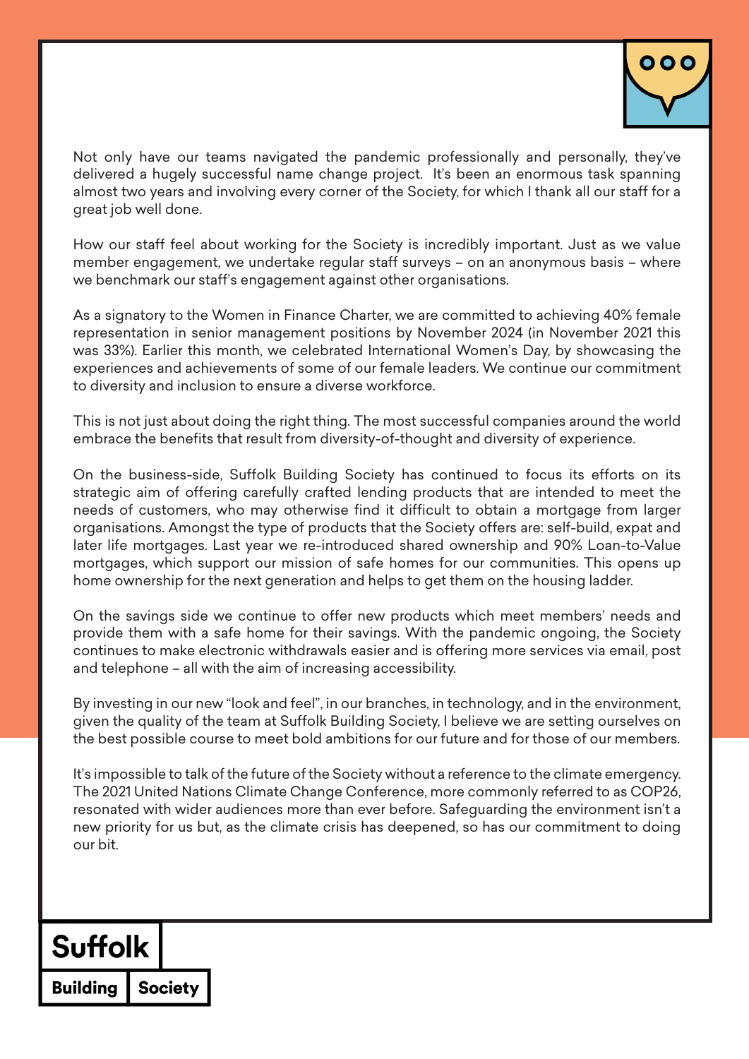Not only have our teams navigated the pandemic professionally and personally, they've delivered a hugely successful name change project. It's been an enormous task spanning almost two years and involving every corner of the Society, for which I thank all our staff for a great job well done.

How our staff feel about working for the Society is incredibly important. Just as we value member engagement, we undertake regular staff surveys – on an anonymous basis – where we benchmark our staff's engagement against other organisations.

As a signatory to the Women in Finance Charter, we are committed to achieving 40% female representation in senior management positions by November 2024 (in November 2021 this was 33%). Earlier this month, we celebrated International Women's Day, by showcasing the experiences and achievements of some of our female leaders. We continue our commitment to diversity and inclusion to ensure a diverse workforce.

This is not just about doing the right thing. The most successful companies around the world embrace the benefits that result from diversity-of-thought and diversity of experience.

On the business-side, Suffolk Building Society has continued to focus its efforts on its strategic aim of offering carefully crafted lending products that are intended to meet the needs of customers, who may otherwise find it difficult to obtain a mortgage from larger organisations. Amongst the type of products that the Society offers are: self-build, expat and later life mortgages. Last year we re-introduced shared ownership and 90% Loan-to-Value mortgages, which support our mission of safe homes for our communities. This opens up home ownership for the next generation and helps to get them on the housing ladder.

On the savings side we continue to offer new products which meet members' needs and provide them with a safe home for their savings. With the pandemic ongoing, the Society continues to make electronic withdrawals easier and is offering more services via email, post and telephone – all with the aim of increasing accessibility.

By investing in our new "look and feel", in our branches, in technology, and in the environment, given the quality of the team at Suffolk Building Society, I believe we are setting ourselves on the best possible course to meet bold ambitions for our future and for those of our members.

It's impossible to talk of the future of the Society without a reference to the climate emergency. The 2021 United Nations Climate Change Conference, more commonly referred to as COP26, resonated with wider audiences more than ever before. Safeguarding the environment isn't a new priority for us but, as the climate crisis has deepened, so has our commitment to doing our bit.

Suffolk Building Society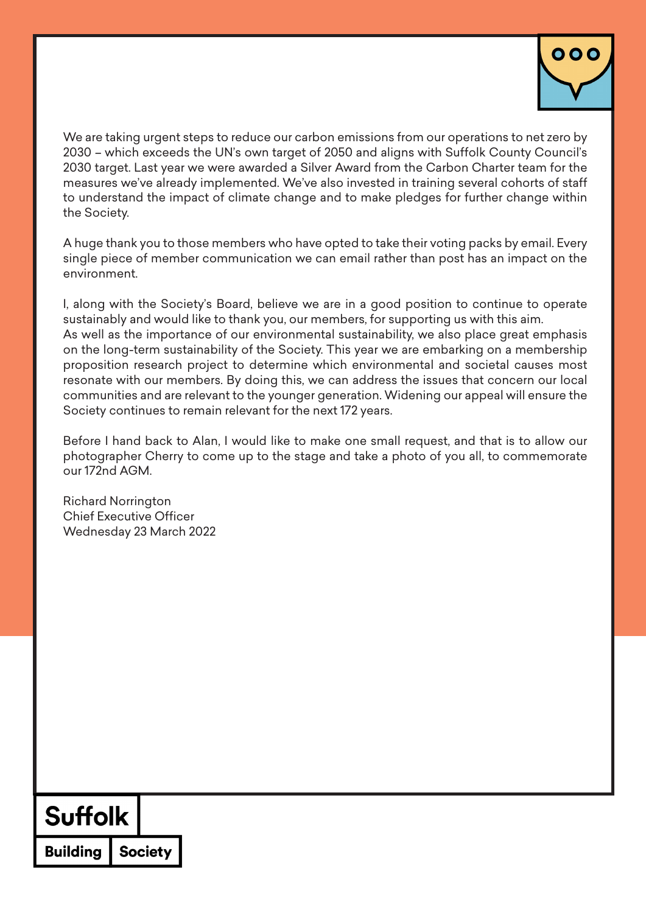We are taking urgent steps to reduce our carbon emissions from our operations to net zero by 2030 – which exceeds the UN's own target of 2050 and aligns with Suffolk County Council's 2030 target. Last year we were awarded a Silver Award from the Carbon Charter team for the measures we've already implemented. We've also invested in training several cohorts of staff to understand the impact of climate change and to make pledges for further change within the Society.

A huge thank you to those members who have opted to take their voting packs by email. Every single piece of member communication we can email rather than post has an impact on the environment.

I, along with the Society's Board, believe we are in a good position to continue to operate sustainably and would like to thank you, our members, for supporting us with this aim.
As well as the importance of our environmental sustainability, we also place great emphasis on the long-term sustainability of the Society. This year we are embarking on a membership proposition research project to determine which environmental and societal causes most resonate with our members. By doing this, we can address the issues that concern our local communities and are relevant to the younger generation. Widening our appeal will ensure the Society continues to remain relevant for the next 172 years.

Before I hand back to Alan, I would like to make one small request, and that is to allow our photographer Cherry to come up to the stage and take a photo of you all, to commemorate our 172nd AGM.

Richard Norrington
Chief Executive Officer
Wednesday 23 March 2022

Suffolk Building Society